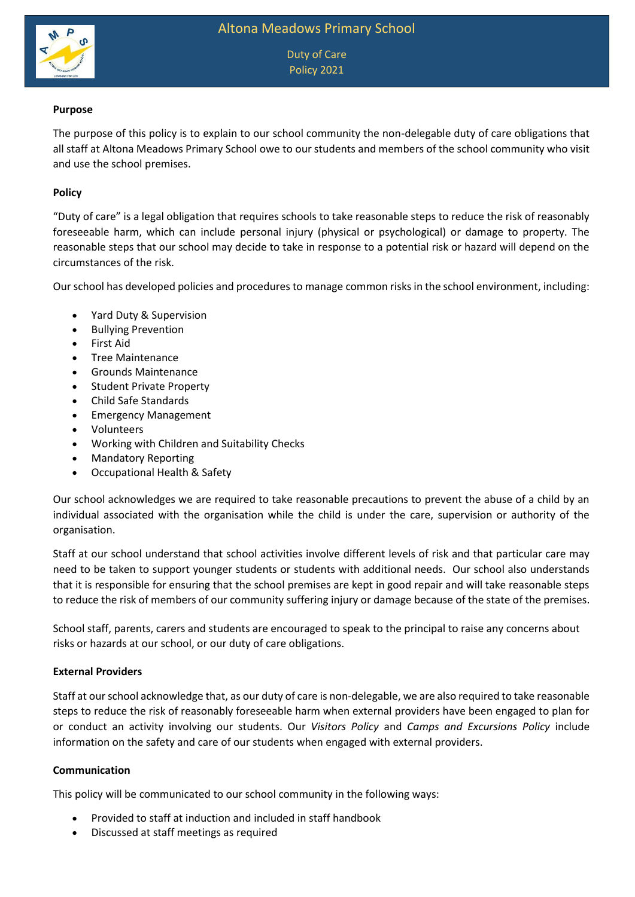# Altona Meadows Primary School

## Duty of Care Policy 2021

**Purpose**

The purpose of this policy is to explain to our school community the non-delegable duty of care obligations that all staff at Altona Meadows Primary School owe to our students and members of the school community who visit and use the school premises.

**Policy**

"Duty of care" is a legal obligation that requires schools to take reasonable steps to reduce the risk of reasonably foreseeable harm, which can include personal injury (physical or psychological) or damage to property. The reasonable steps that our school may decide to take in response to a potential risk or hazard will depend on the circumstances of the risk.

Our school has developed policies and procedures to manage common risks in the school environment, including:

- Yard Duty & Supervision
- Bullying Prevention
- First Aid
- Tree Maintenance
- Grounds Maintenance
- Student Private Property
- Child Safe Standards
- Emergency Management
- Volunteers
- Working with Children and Suitability Checks
- Mandatory Reporting
- Occupational Health & Safety

Our school acknowledges we are required to take reasonable precautions to prevent the abuse of a child by an individual associated with the organisation while the child is under the care, supervision or authority of the organisation.

Staff at our school understand that school activities involve different levels of risk and that particular care may need to be taken to support younger students or students with additional needs. Our school also understands that it is responsible for ensuring that the school premises are kept in good repair and will take reasonable steps to reduce the risk of members of our community suffering injury or damage because of the state of the premises.

School staff, parents, carers and students are encouraged to speak to the principal to raise any concerns about risks or hazards at our school, or our duty of care obligations.

**External Providers**

Staff at our school acknowledge that, as our duty of care is non-delegable, we are also required to take reasonable steps to reduce the risk of reasonably foreseeable harm when external providers have been engaged to plan for or conduct an activity involving our students. Our *Visitors Policy* and *Camps and Excursions Policy* include information on the safety and care of our students when engaged with external providers.

**Communication**

This policy will be communicated to our school community in the following ways:

- Provided to staff at induction and included in staff handbook
- Discussed at staff meetings as required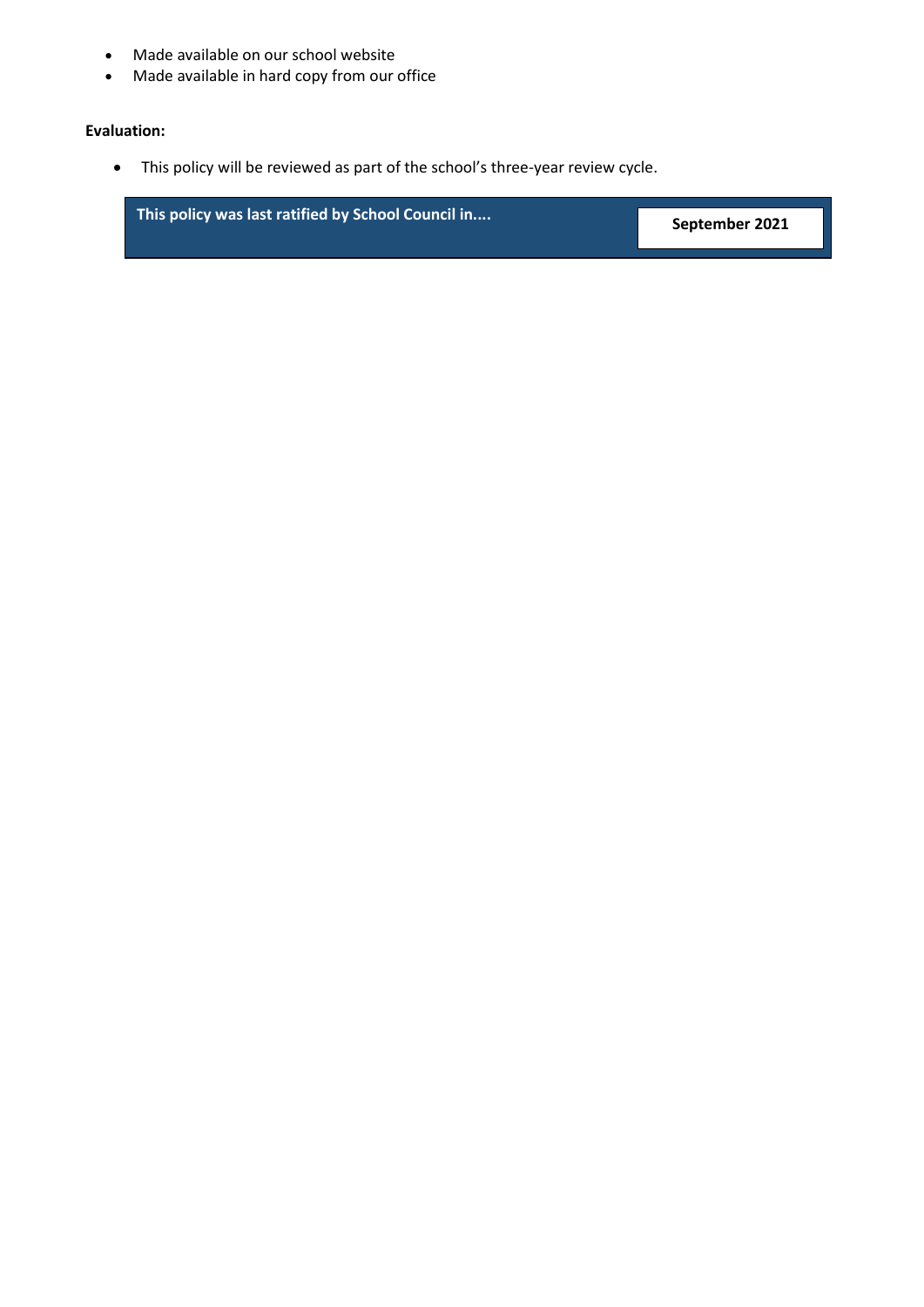- Made available on our school website
- Made available in hard copy from our office

**Evaluation:**

- This policy will be reviewed as part of the school's three-year review cycle.

| | |
|---|---|
| **This policy was last ratified by School Council in....** | **September 2021** |